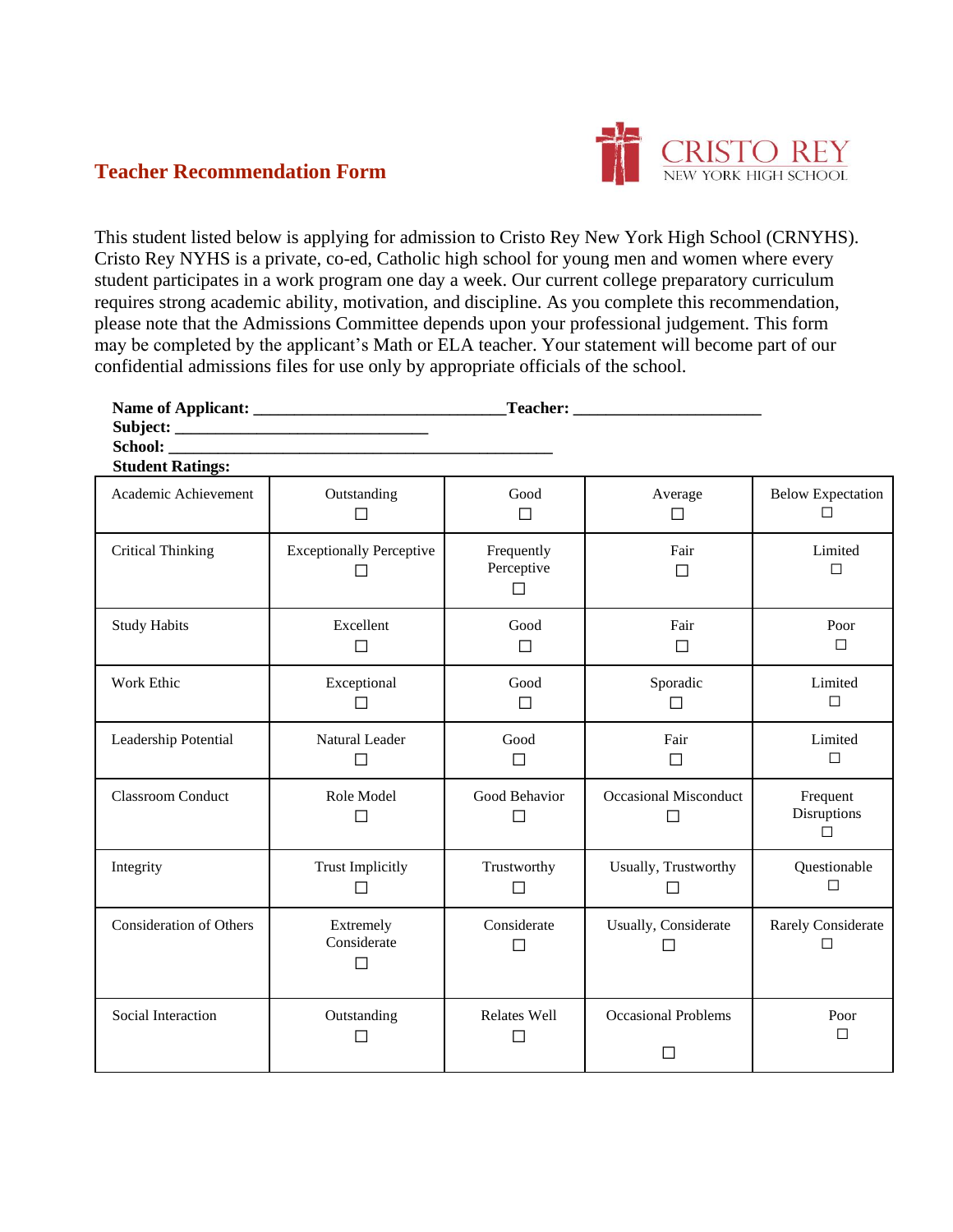# Teacher Recommendation Form

CRISTO REY
NEW YORK HIGH SCHOOL

This student listed below is applying for admission to Cristo Rey New York High School (CRNYHS). Cristo Rey NYHS is a private, co-ed, Catholic high school for young men and women where every student participates in a work program one day a week. Our current college preparatory curriculum requires strong academic ability, motivation, and discipline. As you complete this recommendation, please note that the Admissions Committee depends upon your professional judgement. This form may be completed by the applicant's Math or ELA teacher. Your statement will become part of our confidential admissions files for use only by appropriate officials of the school.

**Name of Applicant:** ______________________________ **Teacher:** ______________________
**Subject:** ______________________________
**School:** ______________________________________________
**Student Ratings:**

| | | | | |
|---|---|---|---|---|
| Academic Achievement | Outstanding ☐ | Good ☐ | Average ☐ | Below Expectation ☐ |
| Critical Thinking | Exceptionally Perceptive ☐ | Frequently Perceptive ☐ | Fair ☐ | Limited ☐ |
| Study Habits | Excellent ☐ | Good ☐ | Fair ☐ | Poor ☐ |
| Work Ethic | Exceptional ☐ | Good ☐ | Sporadic ☐ | Limited ☐ |
| Leadership Potential | Natural Leader ☐ | Good ☐ | Fair ☐ | Limited ☐ |
| Classroom Conduct | Role Model ☐ | Good Behavior ☐ | Occasional Misconduct ☐ | Frequent Disruptions ☐ |
| Integrity | Trust Implicitly ☐ | Trustworthy ☐ | Usually, Trustworthy ☐ | Questionable ☐ |
| Consideration of Others | Extremely Considerate ☐ | Considerate ☐ | Usually, Considerate ☐ | Rarely Considerate ☐ |
| Social Interaction | Outstanding ☐ | Relates Well ☐ | Occasional Problems ☐ | Poor ☐ |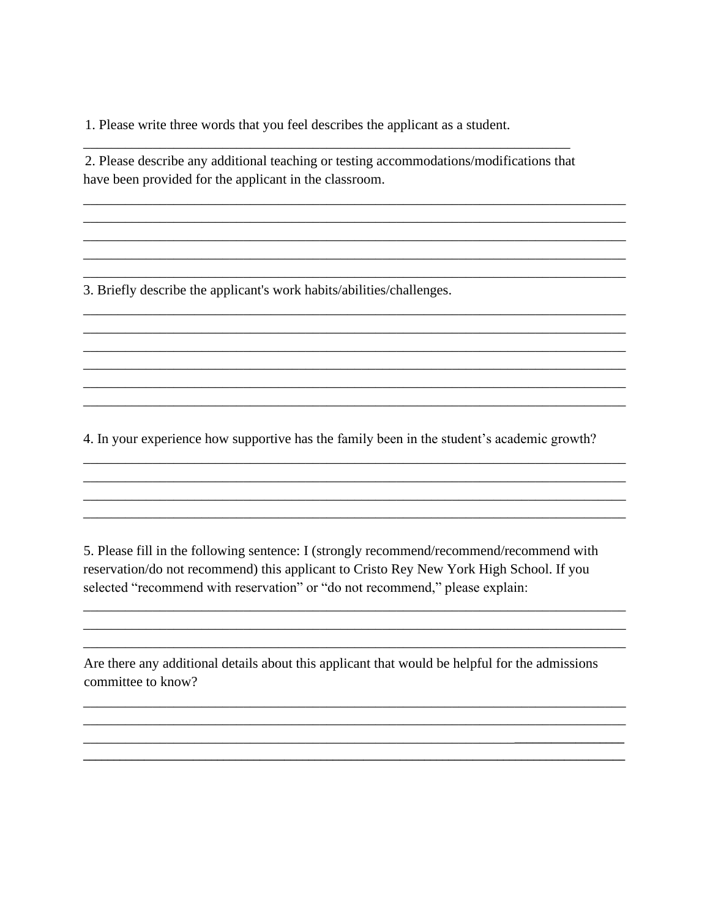1. Please write three words that you feel describes the applicant as a student.

___________________________________________________________________________

2. Please describe any additional teaching or testing accommodations/modifications that have been provided for the applicant in the classroom.

___________________________________________________________________________
___________________________________________________________________________
___________________________________________________________________________
___________________________________________________________________________
___________________________________________________________________________

3. Briefly describe the applicant's work habits/abilities/challenges.

___________________________________________________________________________
___________________________________________________________________________
___________________________________________________________________________
___________________________________________________________________________
___________________________________________________________________________
___________________________________________________________________________

4. In your experience how supportive has the family been in the student's academic growth?

___________________________________________________________________________
___________________________________________________________________________
___________________________________________________________________________
___________________________________________________________________________

5. Please fill in the following sentence: I (strongly recommend/recommend/recommend with reservation/do not recommend) this applicant to Cristo Rey New York High School. If you selected "recommend with reservation" or "do not recommend," please explain:

___________________________________________________________________________
___________________________________________________________________________
___________________________________________________________________________

Are there any additional details about this applicant that would be helpful for the admissions committee to know?

___________________________________________________________________________
___________________________________________________________________________
___________________________________________________________________________
___________________________________________________________________________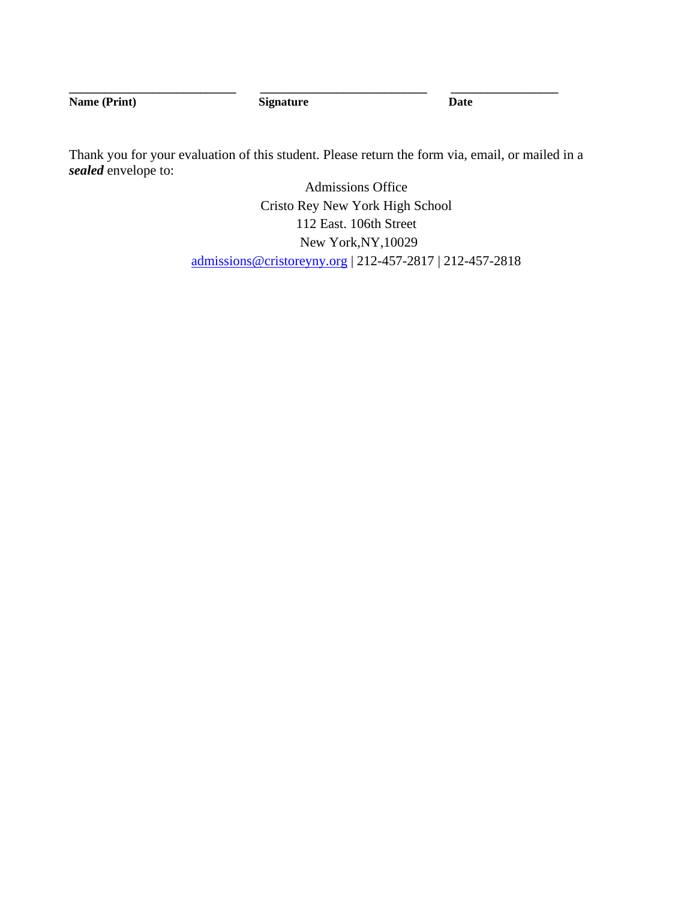| ___________________________ | ___________________________ | _________________ |
| --- | --- | --- |
| **Name (Print)** | **Signature** | **Date** |

Thank you for your evaluation of this student. Please return the form via, email, or mailed in a ***sealed*** envelope to:

Admissions Office
Cristo Rey New York High School
112 East. 106th Street
New York,NY,10029
[admissions@cristoreyny.org](mailto:admissions@cristoreyny.org) | 212-457-2817 | 212-457-2818